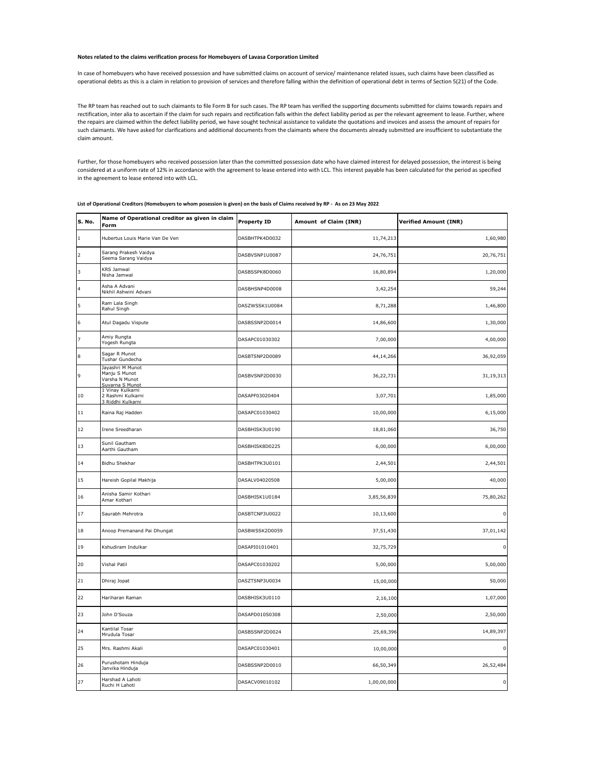**Notes related to the claims verification process for Homebuyers of Lavasa Corporation Limited**

In case of homebuyers who have received possession and have submitted claims on account of service/ maintenance related issues, such claims have been classified as operational debts as this is a claim in relation to provision of services and therefore falling within the definition of operational debt in terms of Section 5(21) of the Code.

The RP team has reached out to such claimants to file Form B for such cases. The RP team has verified the supporting documents submitted for claims towards repairs and rectification, inter alia to ascertain if the claim for such repairs and rectification falls within the defect liability period as per the relevant agreement to lease. Further, where the repairs are claimed within the defect liability period, we have sought technical assistance to validate the quotations and invoices and assess the amount of repairs for such claimants. We have asked for clarifications and additional documents from the claimants where the documents already submitted are insufficient to substantiate the claim amount.

Further, for those homebuyers who received possession later than the committed possession date who have claimed interest for delayed possession, the interest is being considered at a uniform rate of 12% in accordance with the agreement to lease entered into with LCL. This interest payable has been calculated for the period as specified in the agreement to lease entered into with LCL.

**List of Operational Creditors (Homebuyers to whom posession is given) on the basis of Claims received by RP - As on 23 May 2022**

| S. No. | Name of Operational creditor as given in claim Form | Property ID | Amount of Claim (INR) | Verified Amount (INR) |
|---|---|---|---|---|
| 1 | Hubertus Louis Marie Van De Ven | DASBHTPK4D0032 | 11,74,213 | 1,60,980 |
| 2 | Sarang Prakesh Vaidya<br>Seema Sarang Vaidya | DASBVSNP1U0087 | 24,76,751 | 20,76,751 |
| 3 | KRS Jamwal<br>Nisha Jamwal | DASBSSPK8D0060 | 16,80,894 | 1,20,000 |
| 4 | Asha A Advani<br>Nikhil Ashwini Advani | DASBHSNP4D0008 | 3,42,254 | 59,244 |
| 5 | Ram Lala Singh<br>Rahul Singh | DASZWSSK1U0084 | 8,71,288 | 1,46,800 |
| 6 | Atul Dagadu Vispute | DASBSSNP2D0014 | 14,86,600 | 1,30,000 |
| 7 | Amiy Rungta<br>Yogesh Rungta | DASAPC01030302 | 7,00,000 | 4,00,000 |
| 8 | Sagar R Munot<br>Tushar Gundecha | DASBTSNP2D0089 | 44,14,266 | 36,92,059 |
| 9 | Jayashri M Munot<br>Manju S Munot<br>Varsha N Munot<br>Suvarna S Munot | DASBVSNP2D0030 | 36,22,731 | 31,19,313 |
| 10 | 1 Vinay Kulkarni<br>2 Rashmi Kulkarni<br>3 Riddhi Kulkarni | DASAPF03020404 | 3,07,701 | 1,85,000 |
| 11 | Raina Raj Hadden | DASAPC01030402 | 10,00,000 | 6,15,000 |
| 12 | Irene Sreedharan | DASBHISK3U0190 | 18,81,060 | 36,750 |
| 13 | Sunil Gautham<br>Aarthi Gautham | DASBHISK8D0225 | 6,00,000 | 6,00,000 |
| 14 | Bidhu Shekhar | DASBHTPK3U0101 | 2,44,501 | 2,44,501 |
| 15 | Hareish Gopilal Makhija | DASALV04020508 | 5,00,000 | 40,000 |
| 16 | Anisha Samir Kothari<br>Amar Kothari | DASBHISK1U0184 | 3,85,56,839 | 75,80,262 |
| 17 | Saurabh Mehrotra | DASBTCNP3U0022 | 10,13,600 | 0 |
| 18 | Anoop Premanand Pai Dhungat | DASBWSSK2D0059 | 37,51,430 | 37,01,142 |
| 19 | Kshudiram Indulkar | DASAPI01010401 | 32,75,729 | 0 |
| 20 | Vishal Patil | DASAPC01030202 | 5,00,000 | 5,00,000 |
| 21 | Dhiraj Jopat | DASZTSNP3U0034 | 15,00,000 | 50,000 |
| 22 | Hariharan Raman | DASBHISK3U0110 | 2,16,100 | 1,07,000 |
| 23 | John D'Souza | DASAPD010S0308 | 2,50,000 | 2,50,000 |
| 24 | Kantilal Tosar<br>Mrudula Tosar | DASBSSNP2D0024 | 25,69,396 | 14,89,397 |
| 25 | Mrs. Rashmi Akali | DASAPC01030401 | 10,00,000 | 0 |
| 26 | Purushotam Hinduja<br>Janvika Hinduja | DASBSSNP2D0010 | 66,50,349 | 26,52,484 |
| 27 | Harshad A Lahoti<br>Ruchi H Lahoti | DASACV09010102 | 1,00,00,000 | 0 |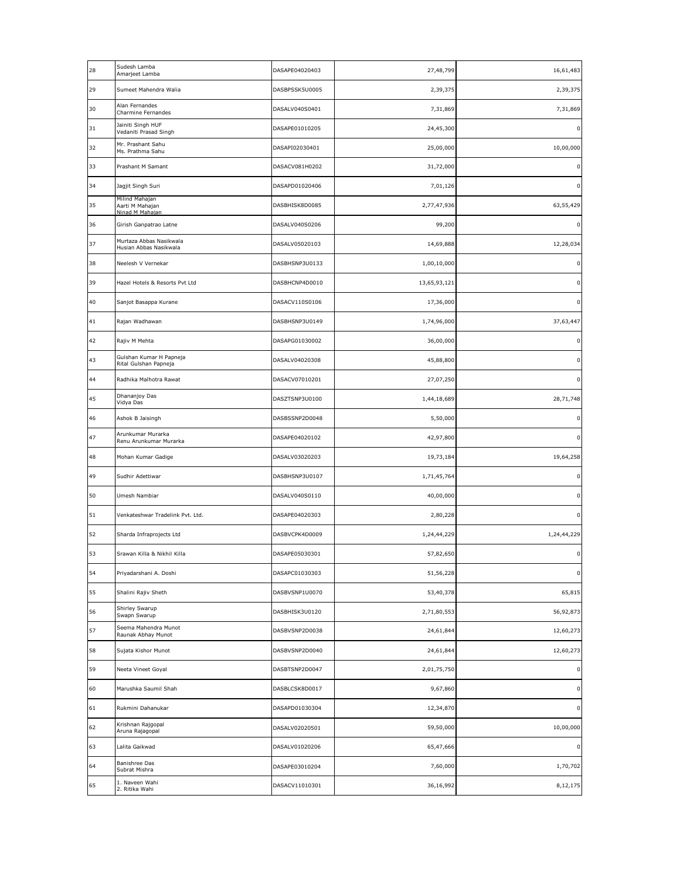| | | | | |
|---|---|---|---|---|
| 28 | Sudesh Lamba<br>Amarjeet Lamba | DASAPE04020403 | 27,48,799 | 16,61,483 |
| 29 | Sumeet Mahendra Walia | DASBPSSK5U0005 | 2,39,375 | 2,39,375 |
| 30 | Alan Fernandes<br>Charmine Fernandes | DASALV040S0401 | 7,31,869 | 7,31,869 |
| 31 | Jainiti Singh HUF<br>Vedaniti Prasad Singh | DASAPE01010205 | 24,45,300 | 0 |
| 32 | Mr. Prashant Sahu<br>Ms. Prathma Sahu | DASAPI02030401 | 25,00,000 | 10,00,000 |
| 33 | Prashant M Samant | DASACV081H0202 | 31,72,000 | 0 |
| 34 | Jagjit Singh Suri | DASAPD01020406 | 7,01,126 | 0 |
| 35 | Milind Mahajan<br>Aarti M Mahajan<br>Ninad M Mahajan | DASBHISK8D0085 | 2,77,47,936 | 63,55,429 |
| 36 | Girish Ganpatrao Latne | DASALV040S0206 | 99,200 | 0 |
| 37 | Murtaza Abbas Nasikwala<br>Husian Abbas Nasikwala | DASALV05020103 | 14,69,888 | 12,28,034 |
| 38 | Neelesh V Vernekar | DASBHSNP3U0133 | 1,00,10,000 | 0 |
| 39 | Hazel Hotels & Resorts Pvt Ltd | DASBHCNP4D0010 | 13,65,93,121 | 0 |
| 40 | Sanjot Basappa Kurane | DASACV110S0106 | 17,36,000 | 0 |
| 41 | Rajan Wadhawan | DASBHSNP3U0149 | 1,74,96,000 | 37,63,447 |
| 42 | Rajiv M Mehta | DASAPG01030002 | 36,00,000 | 0 |
| 43 | Gulshan Kumar H Papneja<br>Rital Gulshan Papneja | DASALV04020308 | 45,88,800 | 0 |
| 44 | Radhika Malhotra Rawat | DASACV07010201 | 27,07,250 | 0 |
| 45 | Dhananjoy Das<br>Vidya Das | DASZTSNP3U0100 | 1,44,18,689 | 28,71,748 |
| 46 | Ashok B Jaisingh | DASBSSNP2D0048 | 5,50,000 | 0 |
| 47 | Arunkumar Murarka<br>Renu Arunkumar Murarka | DASAPE04020102 | 42,97,800 | 0 |
| 48 | Mohan Kumar Gadige | DASALV03020203 | 19,73,184 | 19,64,258 |
| 49 | Sudhir Adettiwar | DASBHSNP3U0107 | 1,71,45,764 | 0 |
| 50 | Umesh Nambiar | DASALV040S0110 | 40,00,000 | 0 |
| 51 | Venkateshwar Tradelink Pvt. Ltd. | DASAPE04020303 | 2,80,228 | 0 |
| 52 | Sharda Infraprojects Ltd | DASBVCPK4D0009 | 1,24,44,229 | 1,24,44,229 |
| 53 | Srawan Killa & Nikhil Killa | DASAPE05030301 | 57,82,650 | 0 |
| 54 | Priyadarshani A. Doshi | DASAPC01030303 | 51,56,228 | 0 |
| 55 | Shalini Rajiv Sheth | DASBVSNP1U0070 | 53,40,378 | 65,815 |
| 56 | Shirley Swarup<br>Swapn Swarup | DASBHISK3U0120 | 2,71,80,553 | 56,92,873 |
| 57 | Seema Mahendra Munot<br>Raunak Abhay Munot | DASBVSNP2D0038 | 24,61,844 | 12,60,273 |
| 58 | Sujata Kishor Munot | DASBVSNP2D0040 | 24,61,844 | 12,60,273 |
| 59 | Neeta Vineet Goyal | DASBTSNP2D0047 | 2,01,75,750 | 0 |
| 60 | Marushka Saumil Shah | DASBLCSK8D0017 | 9,67,860 | 0 |
| 61 | Rukmini Dahanukar | DASAPD01030304 | 12,34,870 | 0 |
| 62 | Krishnan Rajgopal<br>Aruna Rajagopal | DASALV02020501 | 59,50,000 | 10,00,000 |
| 63 | Lalita Gaikwad | DASALV01020206 | 65,47,666 | 0 |
| 64 | Banishree Das<br>Subrat Mishra | DASAPE03010204 | 7,60,000 | 1,70,702 |
| 65 | 1. Naveen Wahi<br>2. Ritika Wahi | DASACV11010301 | 36,16,992 | 8,12,175 |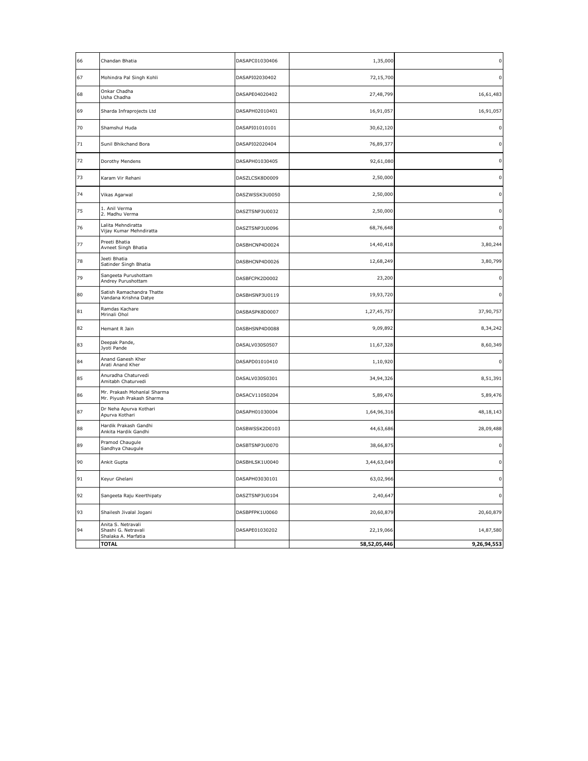| | | | | |
|---|---|---|---|---|
| 66 | Chandan Bhatia | DASAPC01030406 | 1,35,000 | 0 |
| 67 | Mohindra Pal Singh Kohli | DASAPI02030402 | 72,15,700 | 0 |
| 68 | Onkar Chadha<br>Usha Chadha | DASAPE04020402 | 27,48,799 | 16,61,483 |
| 69 | Sharda Infraprojects Ltd | DASAPH02010401 | 16,91,057 | 16,91,057 |
| 70 | Shamshul Huda | DASAPI01010101 | 30,62,120 | 0 |
| 71 | Sunil Bhikchand Bora | DASAPI02020404 | 76,89,377 | 0 |
| 72 | Dorothy Mendens | DASAPH01030405 | 92,61,080 | 0 |
| 73 | Karam Vir Rehani | DASZLCSK8D0009 | 2,50,000 | 0 |
| 74 | Vikas Agarwal | DASZWSSK3U0050 | 2,50,000 | 0 |
| 75 | 1. Anil Verma<br>2. Madhu Verma | DASZTSNP3U0032 | 2,50,000 | 0 |
| 76 | Lalita Mehndiratta<br>Vijay Kumar Mehndiratta | DASZTSNP3U0096 | 68,76,648 | 0 |
| 77 | Preeti Bhatia<br>Avneet Singh Bhatia | DASBHCNP4D0024 | 14,40,418 | 3,80,244 |
| 78 | Jeeti Bhatia<br>Satinder Singh Bhatia | DASBHCNP4D0026 | 12,68,249 | 3,80,799 |
| 79 | Sangeeta Purushottam<br>Andrey Purushottam | DASBFCPK2D0002 | 23,200 | 0 |
| 80 | Satish Ramachandra Thatte<br>Vandana Krishna Datye | DASBHSNP3U0119 | 19,93,720 | 0 |
| 81 | Ramdas Kachare<br>Mrinali Ohol | DASBASPK8D0007 | 1,27,45,757 | 37,90,757 |
| 82 | Hemant R Jain | DASBHSNP4D0088 | 9,09,892 | 8,34,242 |
| 83 | Deepak Pande,<br>Jyoti Pande | DASALV030S0507 | 11,67,328 | 8,60,349 |
| 84 | Anand Ganesh Kher<br>Arati Anand Kher | DASAPD01010410 | 1,10,920 | 0 |
| 85 | Anuradha Chaturvedi<br>Amitabh Chaturvedi | DASALV030S0301 | 34,94,326 | 8,51,391 |
| 86 | Mr. Prakash Mohanlal Sharma<br>Mr. Piyush Prakash Sharma | DASACV110S0204 | 5,89,476 | 5,89,476 |
| 87 | Dr Neha Apurva Kothari<br>Apurva Kothari | DASAPH01030004 | 1,64,96,316 | 48,18,143 |
| 88 | Hardik Prakash Gandhi<br>Ankita Hardik Gandhi | DASBWSSK2D0103 | 44,63,686 | 28,09,488 |
| 89 | Pramod Chaugule<br>Sandhya Chaugule | DASBTSNP3U0070 | 38,66,875 | 0 |
| 90 | Ankit Gupta | DASBHLSK1U0040 | 3,44,63,049 | 0 |
| 91 | Keyur Ghelani | DASAPH03030101 | 63,02,966 | 0 |
| 92 | Sangeeta Raju Keerthipaty | DASZTSNP3U0104 | 2,40,647 | 0 |
| 93 | Shailesh Jivalal Jogani | DASBPFPK1U0060 | 20,60,879 | 20,60,879 |
| 94 | Anita S. Netravali<br>Shashi G. Netravali<br>Shalaka A. Marfatia | DASAPE01030202 | 22,19,066 | 14,87,580 |
| | **TOTAL** | | **58,52,05,446** | **9,26,94,553** |